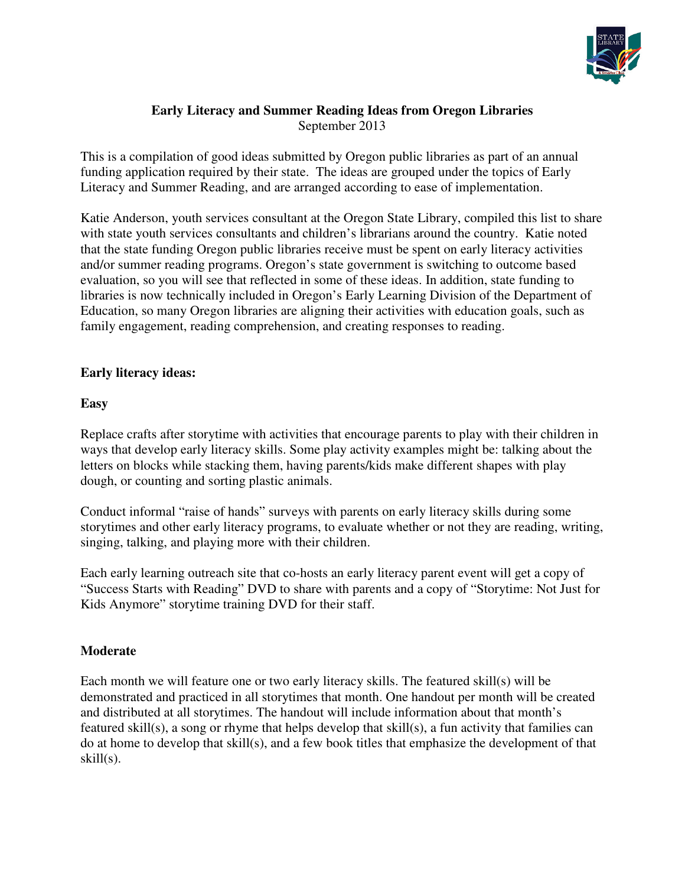# Early Literacy and Summer Reading Ideas from Oregon Libraries

September 2013

This is a compilation of good ideas submitted by Oregon public libraries as part of an annual funding application required by their state. The ideas are grouped under the topics of Early Literacy and Summer Reading, and are arranged according to ease of implementation.

Katie Anderson, youth services consultant at the Oregon State Library, compiled this list to share with state youth services consultants and children's librarians around the country. Katie noted that the state funding Oregon public libraries receive must be spent on early literacy activities and/or summer reading programs. Oregon's state government is switching to outcome based evaluation, so you will see that reflected in some of these ideas. In addition, state funding to libraries is now technically included in Oregon's Early Learning Division of the Department of Education, so many Oregon libraries are aligning their activities with education goals, such as family engagement, reading comprehension, and creating responses to reading.

## Early literacy ideas:

### Easy

Replace crafts after storytime with activities that encourage parents to play with their children in ways that develop early literacy skills. Some play activity examples might be: talking about the letters on blocks while stacking them, having parents/kids make different shapes with play dough, or counting and sorting plastic animals.

Conduct informal "raise of hands" surveys with parents on early literacy skills during some storytimes and other early literacy programs, to evaluate whether or not they are reading, writing, singing, talking, and playing more with their children.

Each early learning outreach site that co-hosts an early literacy parent event will get a copy of "Success Starts with Reading" DVD to share with parents and a copy of "Storytime: Not Just for Kids Anymore" storytime training DVD for their staff.

### Moderate

Each month we will feature one or two early literacy skills. The featured skill(s) will be demonstrated and practiced in all storytimes that month. One handout per month will be created and distributed at all storytimes. The handout will include information about that month's featured skill(s), a song or rhyme that helps develop that skill(s), a fun activity that families can do at home to develop that skill(s), and a few book titles that emphasize the development of that skill(s).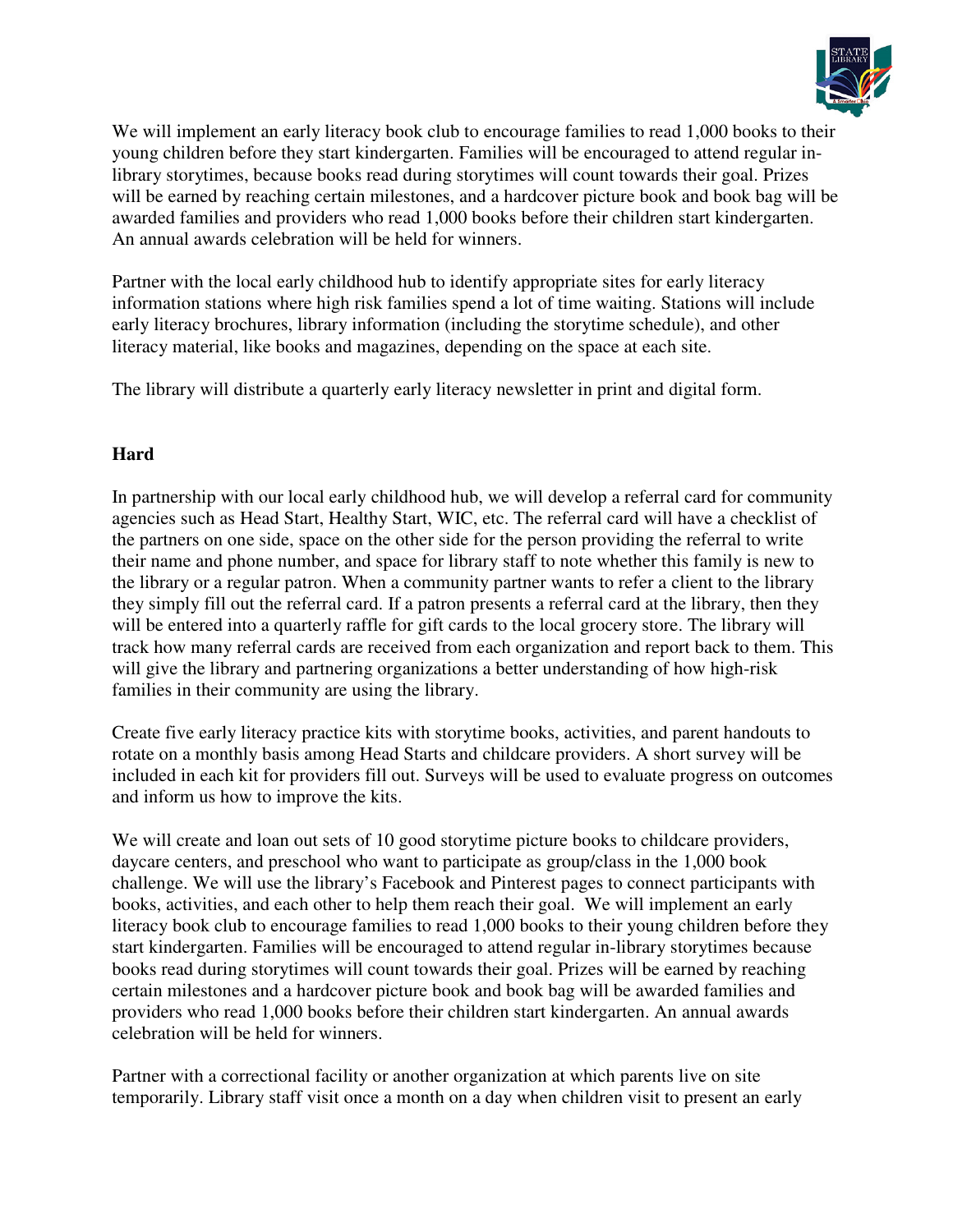We will implement an early literacy book club to encourage families to read 1,000 books to their young children before they start kindergarten. Families will be encouraged to attend regular in-library storytimes, because books read during storytimes will count towards their goal. Prizes will be earned by reaching certain milestones, and a hardcover picture book and book bag will be awarded families and providers who read 1,000 books before their children start kindergarten. An annual awards celebration will be held for winners.

Partner with the local early childhood hub to identify appropriate sites for early literacy information stations where high risk families spend a lot of time waiting. Stations will include early literacy brochures, library information (including the storytime schedule), and other literacy material, like books and magazines, depending on the space at each site.

The library will distribute a quarterly early literacy newsletter in print and digital form.

**Hard**

In partnership with our local early childhood hub, we will develop a referral card for community agencies such as Head Start, Healthy Start, WIC, etc. The referral card will have a checklist of the partners on one side, space on the other side for the person providing the referral to write their name and phone number, and space for library staff to note whether this family is new to the library or a regular patron. When a community partner wants to refer a client to the library they simply fill out the referral card. If a patron presents a referral card at the library, then they will be entered into a quarterly raffle for gift cards to the local grocery store. The library will track how many referral cards are received from each organization and report back to them. This will give the library and partnering organizations a better understanding of how high-risk families in their community are using the library.

Create five early literacy practice kits with storytime books, activities, and parent handouts to rotate on a monthly basis among Head Starts and childcare providers. A short survey will be included in each kit for providers fill out. Surveys will be used to evaluate progress on outcomes and inform us how to improve the kits.

We will create and loan out sets of 10 good storytime picture books to childcare providers, daycare centers, and preschool who want to participate as group/class in the 1,000 book challenge. We will use the library's Facebook and Pinterest pages to connect participants with books, activities, and each other to help them reach their goal. We will implement an early literacy book club to encourage families to read 1,000 books to their young children before they start kindergarten. Families will be encouraged to attend regular in-library storytimes because books read during storytimes will count towards their goal. Prizes will be earned by reaching certain milestones and a hardcover picture book and book bag will be awarded families and providers who read 1,000 books before their children start kindergarten. An annual awards celebration will be held for winners.

Partner with a correctional facility or another organization at which parents live on site temporarily. Library staff visit once a month on a day when children visit to present an early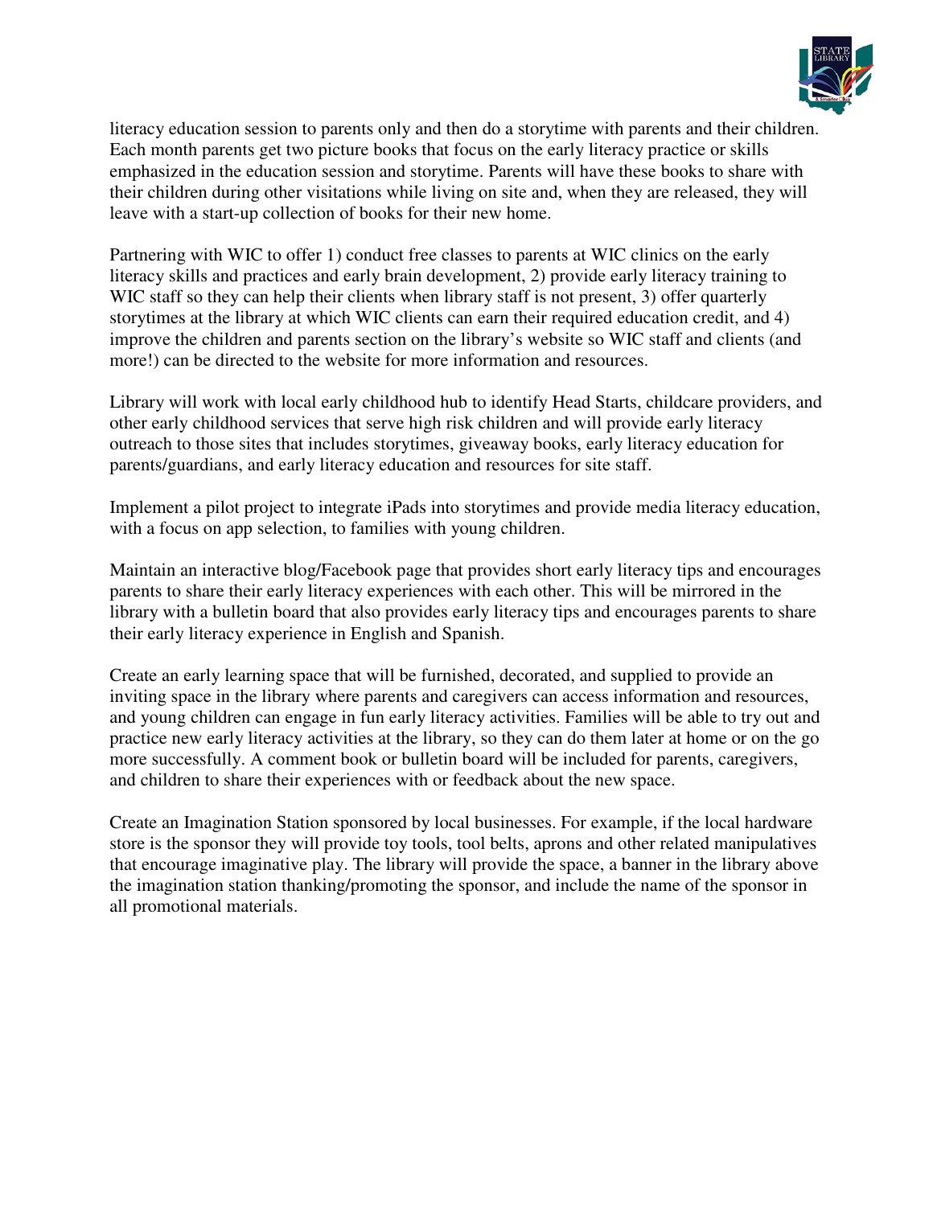literacy education session to parents only and then do a storytime with parents and their children. Each month parents get two picture books that focus on the early literacy practice or skills emphasized in the education session and storytime. Parents will have these books to share with their children during other visitations while living on site and, when they are released, they will leave with a start-up collection of books for their new home.

Partnering with WIC to offer 1) conduct free classes to parents at WIC clinics on the early literacy skills and practices and early brain development, 2) provide early literacy training to WIC staff so they can help their clients when library staff is not present, 3) offer quarterly storytimes at the library at which WIC clients can earn their required education credit, and 4) improve the children and parents section on the library's website so WIC staff and clients (and more!) can be directed to the website for more information and resources.

Library will work with local early childhood hub to identify Head Starts, childcare providers, and other early childhood services that serve high risk children and will provide early literacy outreach to those sites that includes storytimes, giveaway books, early literacy education for parents/guardians, and early literacy education and resources for site staff.

Implement a pilot project to integrate iPads into storytimes and provide media literacy education, with a focus on app selection, to families with young children.

Maintain an interactive blog/Facebook page that provides short early literacy tips and encourages parents to share their early literacy experiences with each other. This will be mirrored in the library with a bulletin board that also provides early literacy tips and encourages parents to share their early literacy experience in English and Spanish.

Create an early learning space that will be furnished, decorated, and supplied to provide an inviting space in the library where parents and caregivers can access information and resources, and young children can engage in fun early literacy activities. Families will be able to try out and practice new early literacy activities at the library, so they can do them later at home or on the go more successfully. A comment book or bulletin board will be included for parents, caregivers, and children to share their experiences with or feedback about the new space.

Create an Imagination Station sponsored by local businesses. For example, if the local hardware store is the sponsor they will provide toy tools, tool belts, aprons and other related manipulatives that encourage imaginative play. The library will provide the space, a banner in the library above the imagination station thanking/promoting the sponsor, and include the name of the sponsor in all promotional materials.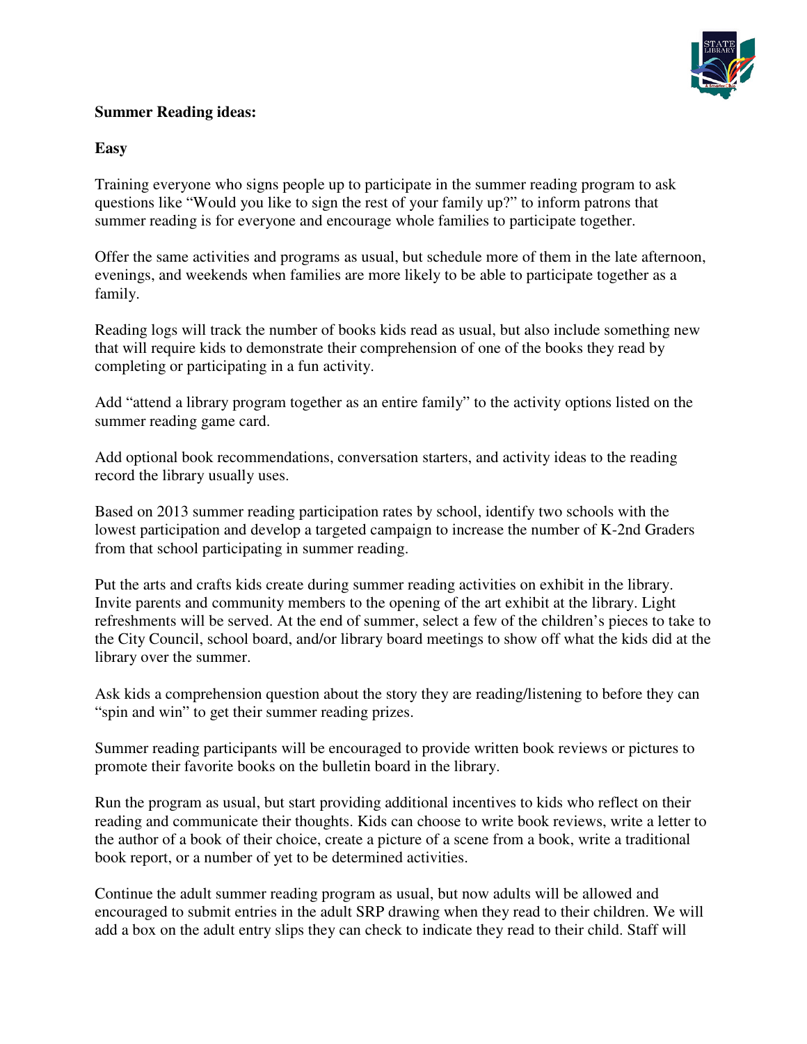**Summer Reading ideas:**

**Easy**

Training everyone who signs people up to participate in the summer reading program to ask questions like "Would you like to sign the rest of your family up?" to inform patrons that summer reading is for everyone and encourage whole families to participate together.

Offer the same activities and programs as usual, but schedule more of them in the late afternoon, evenings, and weekends when families are more likely to be able to participate together as a family.

Reading logs will track the number of books kids read as usual, but also include something new that will require kids to demonstrate their comprehension of one of the books they read by completing or participating in a fun activity.

Add "attend a library program together as an entire family" to the activity options listed on the summer reading game card.

Add optional book recommendations, conversation starters, and activity ideas to the reading record the library usually uses.

Based on 2013 summer reading participation rates by school, identify two schools with the lowest participation and develop a targeted campaign to increase the number of K-2nd Graders from that school participating in summer reading.

Put the arts and crafts kids create during summer reading activities on exhibit in the library. Invite parents and community members to the opening of the art exhibit at the library. Light refreshments will be served. At the end of summer, select a few of the children's pieces to take to the City Council, school board, and/or library board meetings to show off what the kids did at the library over the summer.

Ask kids a comprehension question about the story they are reading/listening to before they can "spin and win" to get their summer reading prizes.

Summer reading participants will be encouraged to provide written book reviews or pictures to promote their favorite books on the bulletin board in the library.

Run the program as usual, but start providing additional incentives to kids who reflect on their reading and communicate their thoughts. Kids can choose to write book reviews, write a letter to the author of a book of their choice, create a picture of a scene from a book, write a traditional book report, or a number of yet to be determined activities.

Continue the adult summer reading program as usual, but now adults will be allowed and encouraged to submit entries in the adult SRP drawing when they read to their children. We will add a box on the adult entry slips they can check to indicate they read to their child. Staff will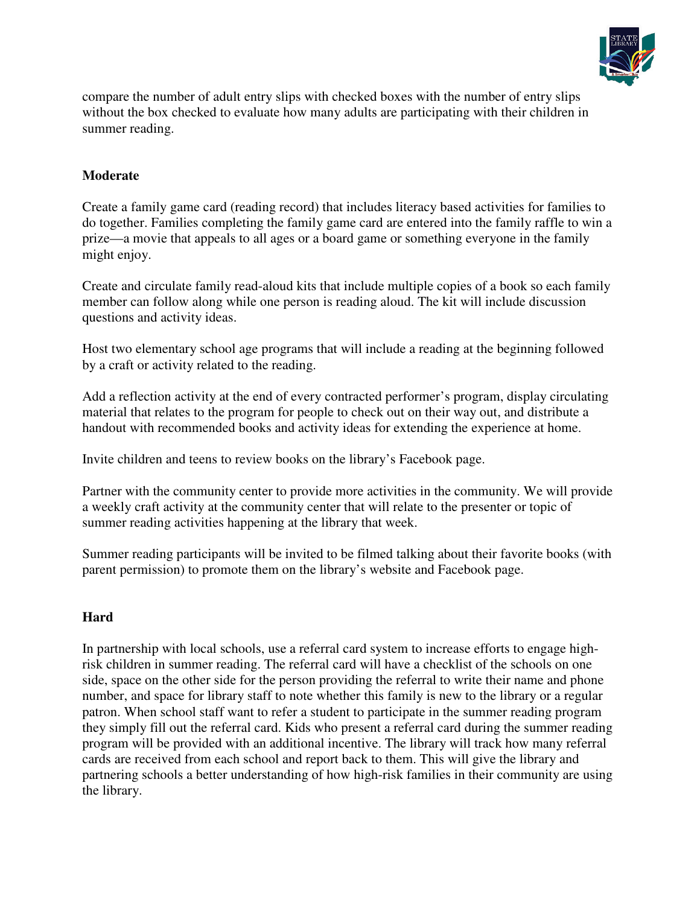compare the number of adult entry slips with checked boxes with the number of entry slips without the box checked to evaluate how many adults are participating with their children in summer reading.

**Moderate**

Create a family game card (reading record) that includes literacy based activities for families to do together. Families completing the family game card are entered into the family raffle to win a prize—a movie that appeals to all ages or a board game or something everyone in the family might enjoy.

Create and circulate family read-aloud kits that include multiple copies of a book so each family member can follow along while one person is reading aloud. The kit will include discussion questions and activity ideas.

Host two elementary school age programs that will include a reading at the beginning followed by a craft or activity related to the reading.

Add a reflection activity at the end of every contracted performer's program, display circulating material that relates to the program for people to check out on their way out, and distribute a handout with recommended books and activity ideas for extending the experience at home.

Invite children and teens to review books on the library's Facebook page.

Partner with the community center to provide more activities in the community. We will provide a weekly craft activity at the community center that will relate to the presenter or topic of summer reading activities happening at the library that week.

Summer reading participants will be invited to be filmed talking about their favorite books (with parent permission) to promote them on the library's website and Facebook page.

**Hard**

In partnership with local schools, use a referral card system to increase efforts to engage high-risk children in summer reading. The referral card will have a checklist of the schools on one side, space on the other side for the person providing the referral to write their name and phone number, and space for library staff to note whether this family is new to the library or a regular patron. When school staff want to refer a student to participate in the summer reading program they simply fill out the referral card. Kids who present a referral card during the summer reading program will be provided with an additional incentive. The library will track how many referral cards are received from each school and report back to them. This will give the library and partnering schools a better understanding of how high-risk families in their community are using the library.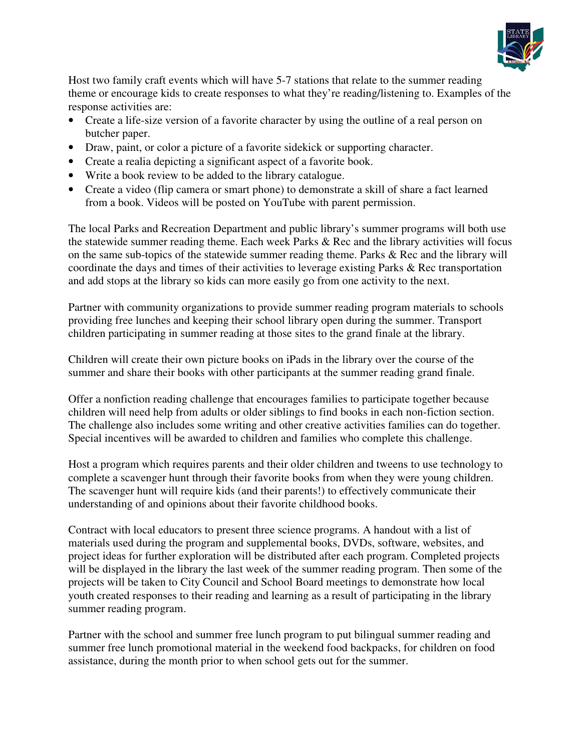Host two family craft events which will have 5-7 stations that relate to the summer reading theme or encourage kids to create responses to what they're reading/listening to. Examples of the response activities are:

- Create a life-size version of a favorite character by using the outline of a real person on butcher paper.
- Draw, paint, or color a picture of a favorite sidekick or supporting character.
- Create a realia depicting a significant aspect of a favorite book.
- Write a book review to be added to the library catalogue.
- Create a video (flip camera or smart phone) to demonstrate a skill of share a fact learned from a book. Videos will be posted on YouTube with parent permission.

The local Parks and Recreation Department and public library's summer programs will both use the statewide summer reading theme. Each week Parks & Rec and the library activities will focus on the same sub-topics of the statewide summer reading theme. Parks & Rec and the library will coordinate the days and times of their activities to leverage existing Parks & Rec transportation and add stops at the library so kids can more easily go from one activity to the next.

Partner with community organizations to provide summer reading program materials to schools providing free lunches and keeping their school library open during the summer. Transport children participating in summer reading at those sites to the grand finale at the library.

Children will create their own picture books on iPads in the library over the course of the summer and share their books with other participants at the summer reading grand finale.

Offer a nonfiction reading challenge that encourages families to participate together because children will need help from adults or older siblings to find books in each non-fiction section. The challenge also includes some writing and other creative activities families can do together. Special incentives will be awarded to children and families who complete this challenge.

Host a program which requires parents and their older children and tweens to use technology to complete a scavenger hunt through their favorite books from when they were young children. The scavenger hunt will require kids (and their parents!) to effectively communicate their understanding of and opinions about their favorite childhood books.

Contract with local educators to present three science programs. A handout with a list of materials used during the program and supplemental books, DVDs, software, websites, and project ideas for further exploration will be distributed after each program. Completed projects will be displayed in the library the last week of the summer reading program. Then some of the projects will be taken to City Council and School Board meetings to demonstrate how local youth created responses to their reading and learning as a result of participating in the library summer reading program.

Partner with the school and summer free lunch program to put bilingual summer reading and summer free lunch promotional material in the weekend food backpacks, for children on food assistance, during the month prior to when school gets out for the summer.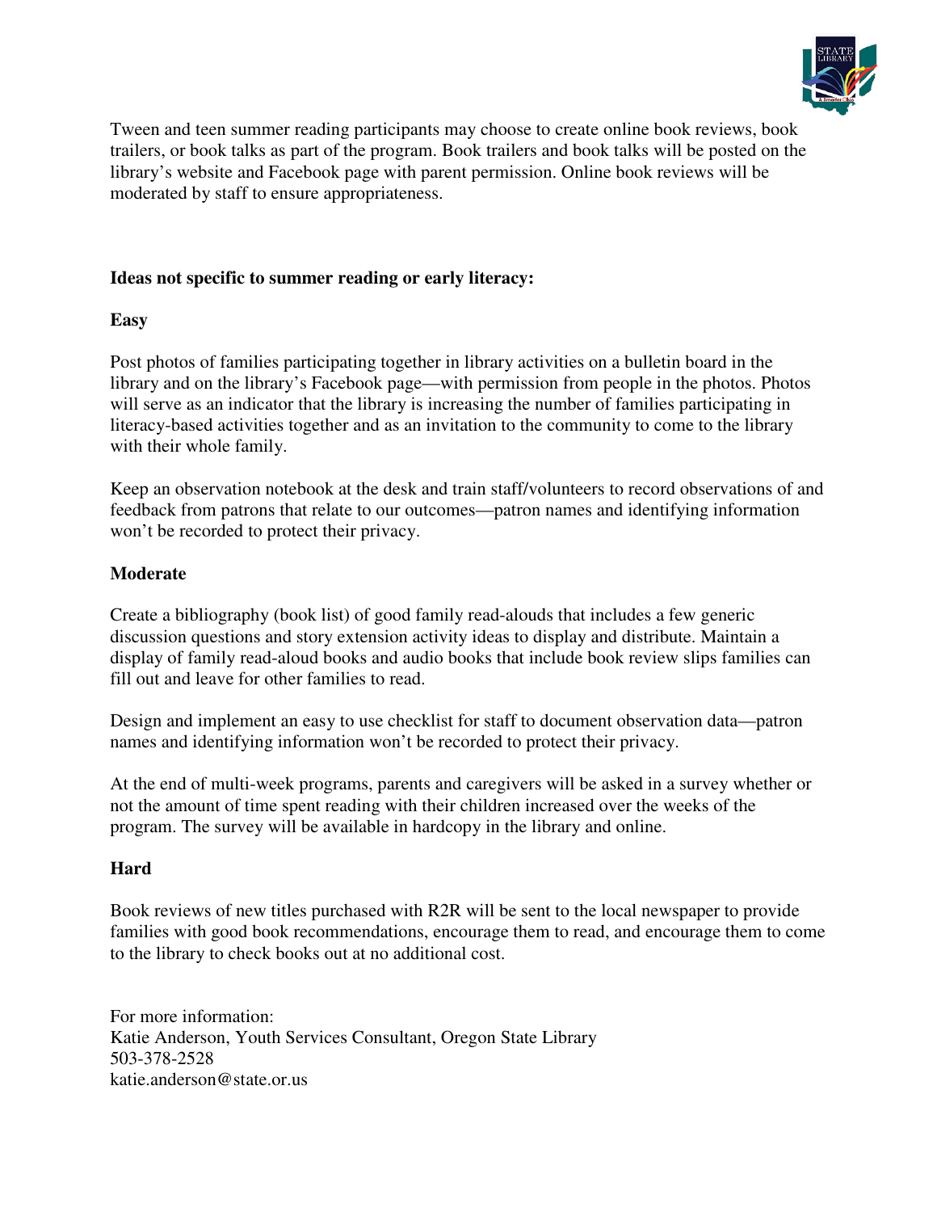Tween and teen summer reading participants may choose to create online book reviews, book trailers, or book talks as part of the program. Book trailers and book talks will be posted on the library's website and Facebook page with parent permission. Online book reviews will be moderated by staff to ensure appropriateness.

**Ideas not specific to summer reading or early literacy:**

**Easy**

Post photos of families participating together in library activities on a bulletin board in the library and on the library's Facebook page—with permission from people in the photos. Photos will serve as an indicator that the library is increasing the number of families participating in literacy-based activities together and as an invitation to the community to come to the library with their whole family.

Keep an observation notebook at the desk and train staff/volunteers to record observations of and feedback from patrons that relate to our outcomes—patron names and identifying information won't be recorded to protect their privacy.

**Moderate**

Create a bibliography (book list) of good family read-alouds that includes a few generic discussion questions and story extension activity ideas to display and distribute. Maintain a display of family read-aloud books and audio books that include book review slips families can fill out and leave for other families to read.

Design and implement an easy to use checklist for staff to document observation data—patron names and identifying information won't be recorded to protect their privacy.

At the end of multi-week programs, parents and caregivers will be asked in a survey whether or not the amount of time spent reading with their children increased over the weeks of the program. The survey will be available in hardcopy in the library and online.

**Hard**

Book reviews of new titles purchased with R2R will be sent to the local newspaper to provide families with good book recommendations, encourage them to read, and encourage them to come to the library to check books out at no additional cost.

For more information:
Katie Anderson, Youth Services Consultant, Oregon State Library
503-378-2528
katie.anderson@state.or.us